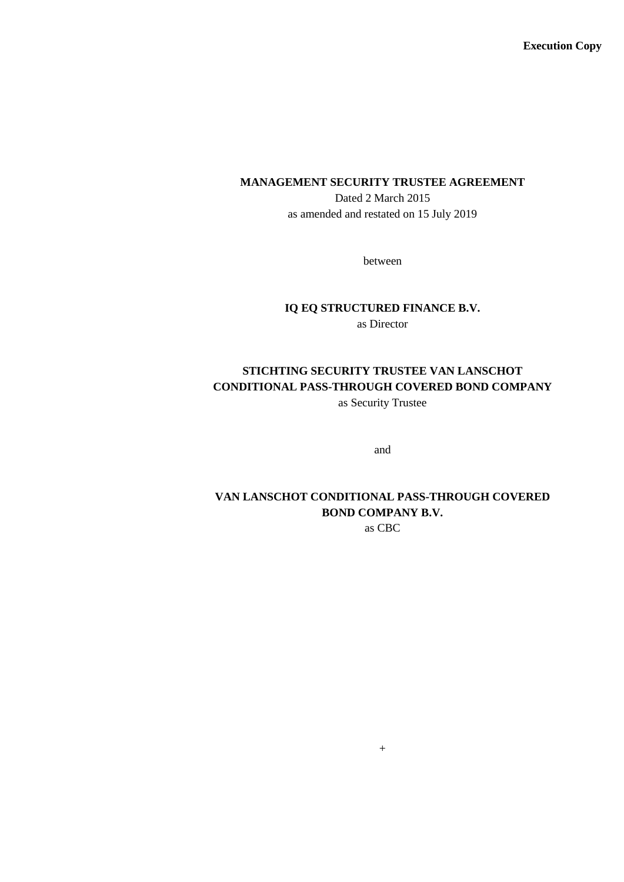**Execution Copy**

**MANAGEMENT SECURITY TRUSTEE AGREEMENT**

Dated 2 March 2015

as amended and restated on 15 July 2019

between

**IQ EQ STRUCTURED FINANCE B.V.**

as Director

**STICHTING SECURITY TRUSTEE VAN LANSCHOT CONDITIONAL PASS-THROUGH COVERED BOND COMPANY**

as Security Trustee

and

**VAN LANSCHOT CONDITIONAL PASS-THROUGH COVERED BOND COMPANY B.V.**

as CBC

+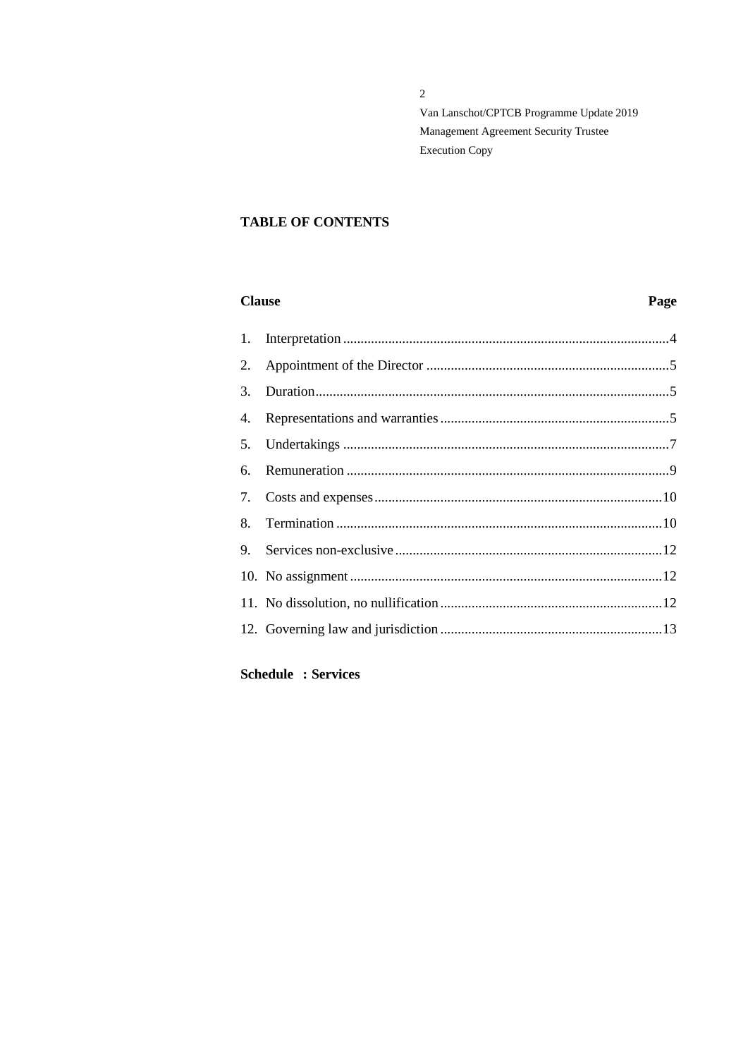## TABLE OF CONTENTS

| Clause | Page |
|---|---|
| 1. Interpretation | 4 |
| 2. Appointment of the Director | 5 |
| 3. Duration | 5 |
| 4. Representations and warranties | 5 |
| 5. Undertakings | 7 |
| 6. Remuneration | 9 |
| 7. Costs and expenses | 10 |
| 8. Termination | 10 |
| 9. Services non-exclusive | 12 |
| 10. No assignment | 12 |
| 11. No dissolution, no nullification | 12 |
| 12. Governing law and jurisdiction | 13 |

**Schedule : Services**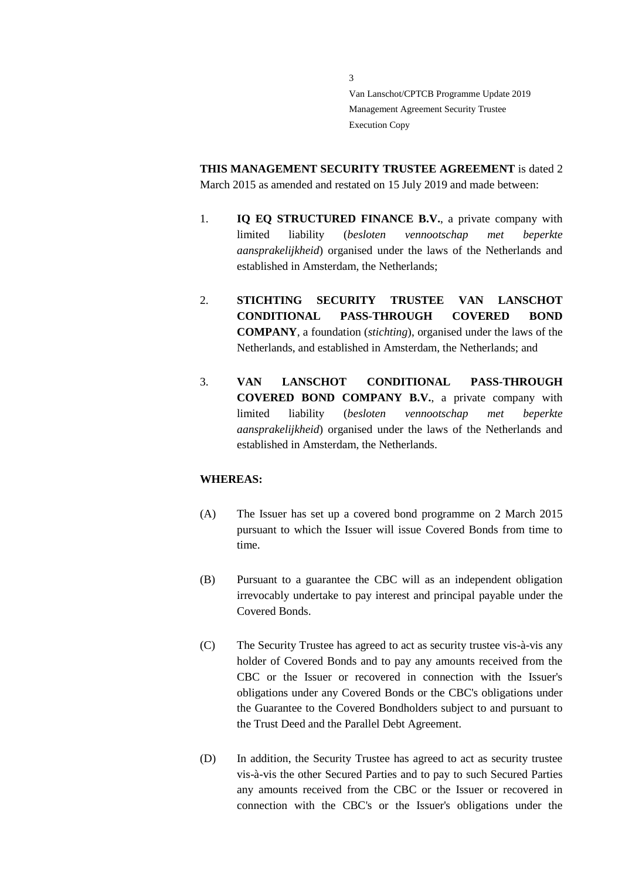**THIS MANAGEMENT SECURITY TRUSTEE AGREEMENT** is dated 2 March 2015 as amended and restated on 15 July 2019 and made between:

1. **IQ EQ STRUCTURED FINANCE B.V.**, a private company with limited liability (*besloten vennootschap met beperkte aansprakelijkheid*) organised under the laws of the Netherlands and established in Amsterdam, the Netherlands;

2. **STICHTING SECURITY TRUSTEE VAN LANSCHOT CONDITIONAL PASS-THROUGH COVERED BOND COMPANY**, a foundation (*stichting*), organised under the laws of the Netherlands, and established in Amsterdam, the Netherlands; and

3. **VAN LANSCHOT CONDITIONAL PASS-THROUGH COVERED BOND COMPANY B.V.**, a private company with limited liability (*besloten vennootschap met beperkte aansprakelijkheid*) organised under the laws of the Netherlands and established in Amsterdam, the Netherlands.

**WHEREAS:**

(A) The Issuer has set up a covered bond programme on 2 March 2015 pursuant to which the Issuer will issue Covered Bonds from time to time.

(B) Pursuant to a guarantee the CBC will as an independent obligation irrevocably undertake to pay interest and principal payable under the Covered Bonds.

(C) The Security Trustee has agreed to act as security trustee vis-à-vis any holder of Covered Bonds and to pay any amounts received from the CBC or the Issuer or recovered in connection with the Issuer's obligations under any Covered Bonds or the CBC's obligations under the Guarantee to the Covered Bondholders subject to and pursuant to the Trust Deed and the Parallel Debt Agreement.

(D) In addition, the Security Trustee has agreed to act as security trustee vis-à-vis the other Secured Parties and to pay to such Secured Parties any amounts received from the CBC or the Issuer or recovered in connection with the CBC's or the Issuer's obligations under the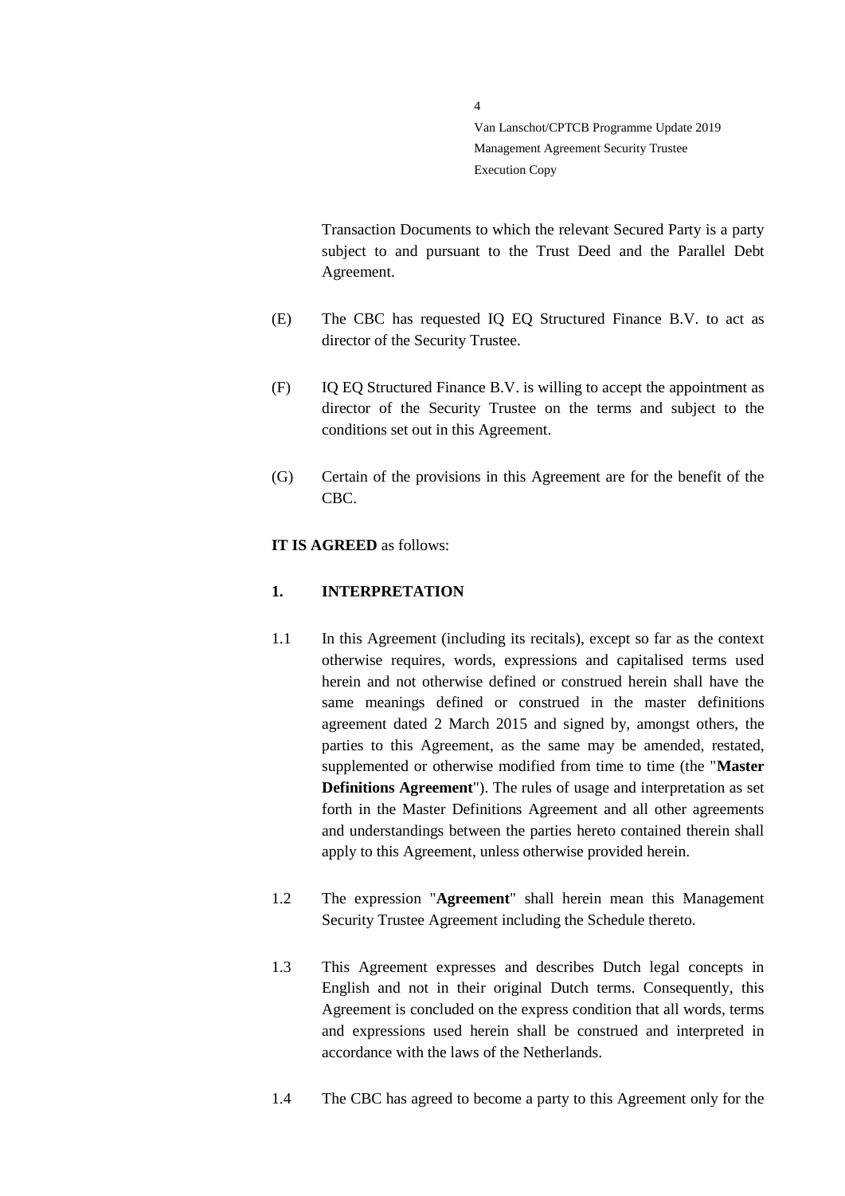Transaction Documents to which the relevant Secured Party is a party subject to and pursuant to the Trust Deed and the Parallel Debt Agreement.

(E) The CBC has requested IQ EQ Structured Finance B.V. to act as director of the Security Trustee.

(F) IQ EQ Structured Finance B.V. is willing to accept the appointment as director of the Security Trustee on the terms and subject to the conditions set out in this Agreement.

(G) Certain of the provisions in this Agreement are for the benefit of the CBC.

**IT IS AGREED** as follows:

## 1. INTERPRETATION

1.1 In this Agreement (including its recitals), except so far as the context otherwise requires, words, expressions and capitalised terms used herein and not otherwise defined or construed herein shall have the same meanings defined or construed in the master definitions agreement dated 2 March 2015 and signed by, amongst others, the parties to this Agreement, as the same may be amended, restated, supplemented or otherwise modified from time to time (the "**Master Definitions Agreement**"). The rules of usage and interpretation as set forth in the Master Definitions Agreement and all other agreements and understandings between the parties hereto contained therein shall apply to this Agreement, unless otherwise provided herein.

1.2 The expression "**Agreement**" shall herein mean this Management Security Trustee Agreement including the Schedule thereto.

1.3 This Agreement expresses and describes Dutch legal concepts in English and not in their original Dutch terms. Consequently, this Agreement is concluded on the express condition that all words, terms and expressions used herein shall be construed and interpreted in accordance with the laws of the Netherlands.

1.4 The CBC has agreed to become a party to this Agreement only for the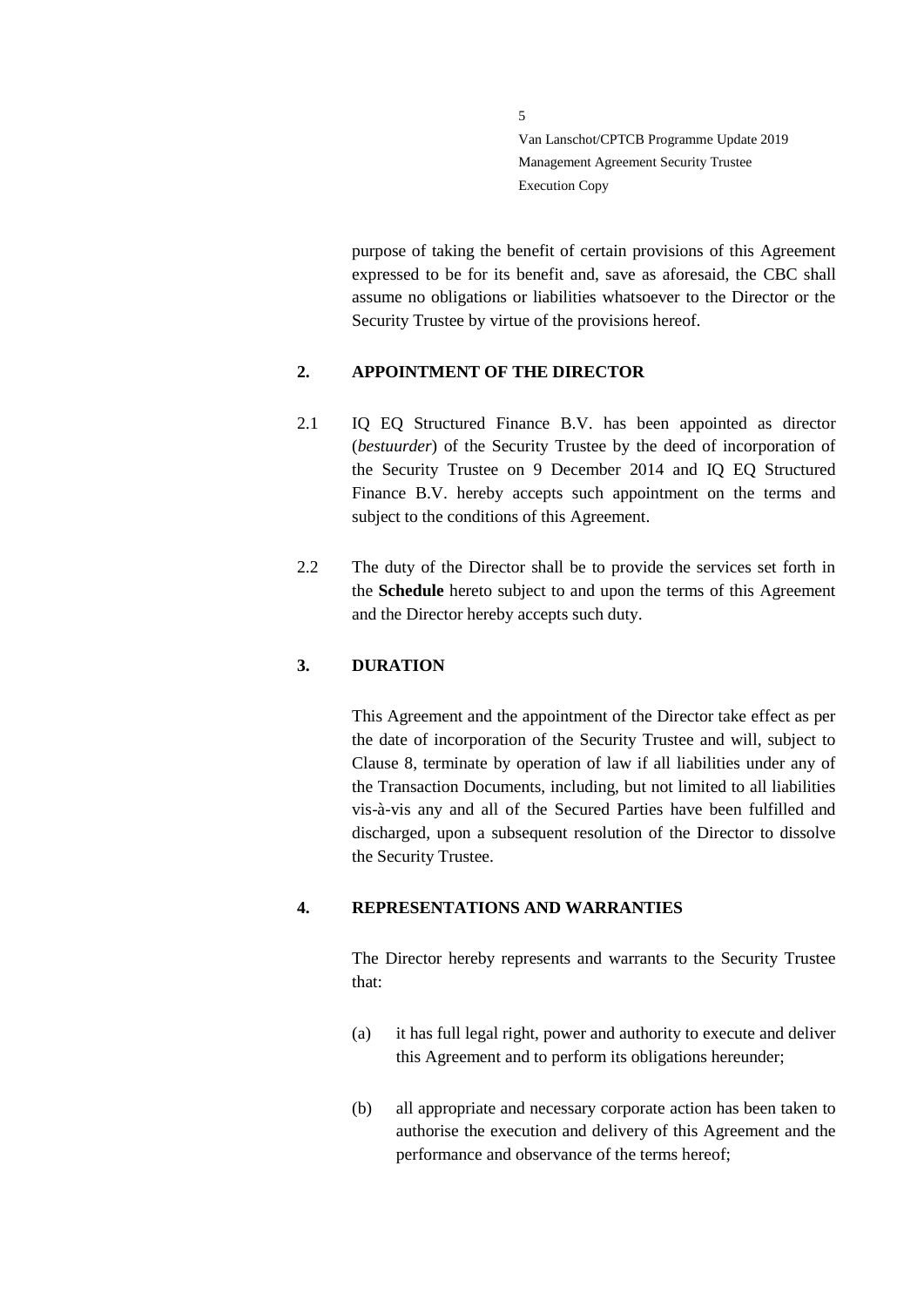purpose of taking the benefit of certain provisions of this Agreement expressed to be for its benefit and, save as aforesaid, the CBC shall assume no obligations or liabilities whatsoever to the Director or the Security Trustee by virtue of the provisions hereof.

## 2. APPOINTMENT OF THE DIRECTOR

2.1 IQ EQ Structured Finance B.V. has been appointed as director (*bestuurder*) of the Security Trustee by the deed of incorporation of the Security Trustee on 9 December 2014 and IQ EQ Structured Finance B.V. hereby accepts such appointment on the terms and subject to the conditions of this Agreement.

2.2 The duty of the Director shall be to provide the services set forth in the **Schedule** hereto subject to and upon the terms of this Agreement and the Director hereby accepts such duty.

## 3. DURATION

This Agreement and the appointment of the Director take effect as per the date of incorporation of the Security Trustee and will, subject to Clause 8, terminate by operation of law if all liabilities under any of the Transaction Documents, including, but not limited to all liabilities vis-à-vis any and all of the Secured Parties have been fulfilled and discharged, upon a subsequent resolution of the Director to dissolve the Security Trustee.

## 4. REPRESENTATIONS AND WARRANTIES

The Director hereby represents and warrants to the Security Trustee that:

(a) it has full legal right, power and authority to execute and deliver this Agreement and to perform its obligations hereunder;

(b) all appropriate and necessary corporate action has been taken to authorise the execution and delivery of this Agreement and the performance and observance of the terms hereof;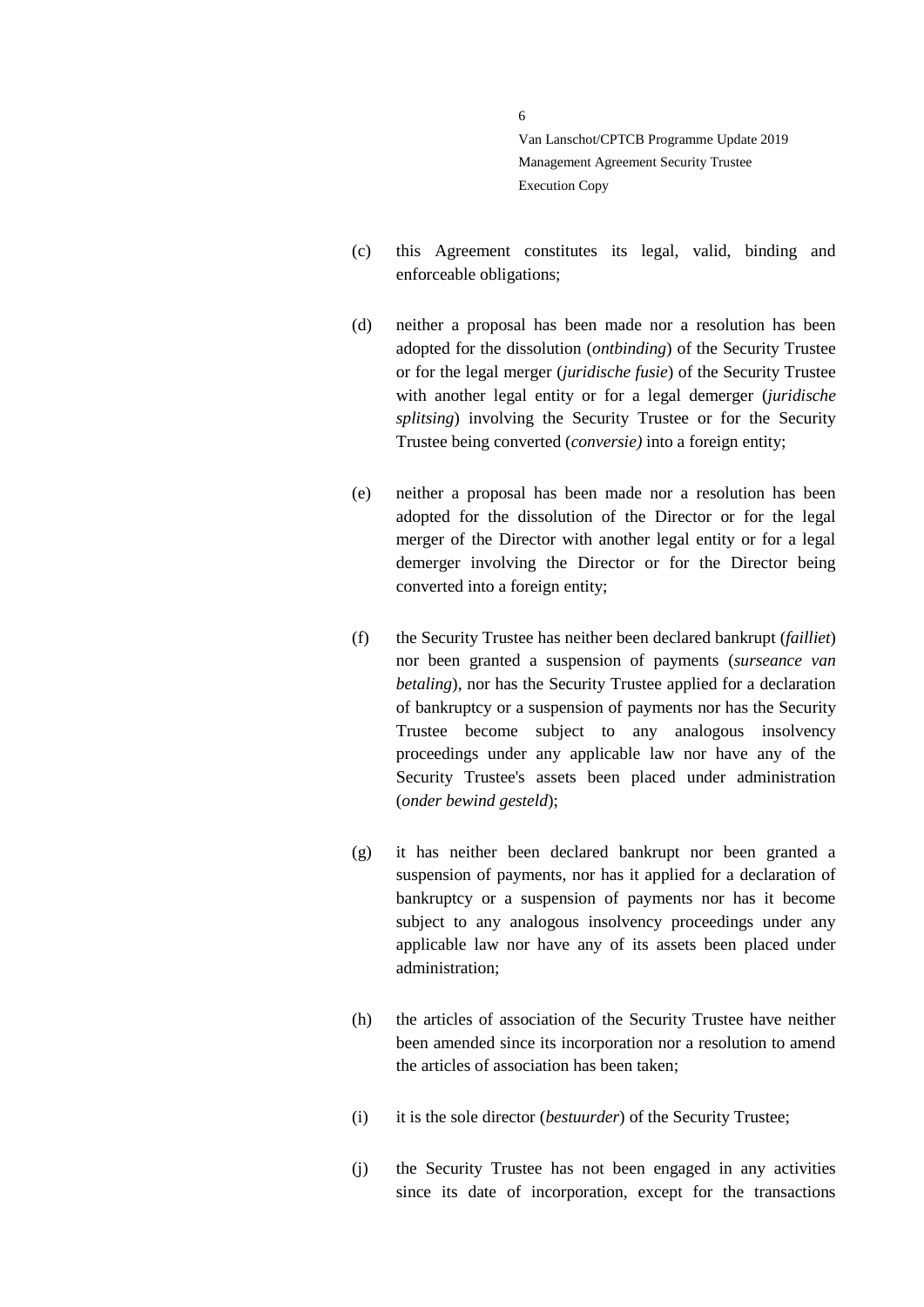(c) this Agreement constitutes its legal, valid, binding and enforceable obligations;

(d) neither a proposal has been made nor a resolution has been adopted for the dissolution (*ontbinding*) of the Security Trustee or for the legal merger (*juridische fusie*) of the Security Trustee with another legal entity or for a legal demerger (*juridische splitsing*) involving the Security Trustee or for the Security Trustee being converted (*conversie)* into a foreign entity;

(e) neither a proposal has been made nor a resolution has been adopted for the dissolution of the Director or for the legal merger of the Director with another legal entity or for a legal demerger involving the Director or for the Director being converted into a foreign entity;

(f) the Security Trustee has neither been declared bankrupt (*failliet*) nor been granted a suspension of payments (*surseance van betaling*), nor has the Security Trustee applied for a declaration of bankruptcy or a suspension of payments nor has the Security Trustee become subject to any analogous insolvency proceedings under any applicable law nor have any of the Security Trustee's assets been placed under administration (*onder bewind gesteld*);

(g) it has neither been declared bankrupt nor been granted a suspension of payments, nor has it applied for a declaration of bankruptcy or a suspension of payments nor has it become subject to any analogous insolvency proceedings under any applicable law nor have any of its assets been placed under administration;

(h) the articles of association of the Security Trustee have neither been amended since its incorporation nor a resolution to amend the articles of association has been taken;

(i) it is the sole director (*bestuurder*) of the Security Trustee;

(j) the Security Trustee has not been engaged in any activities since its date of incorporation, except for the transactions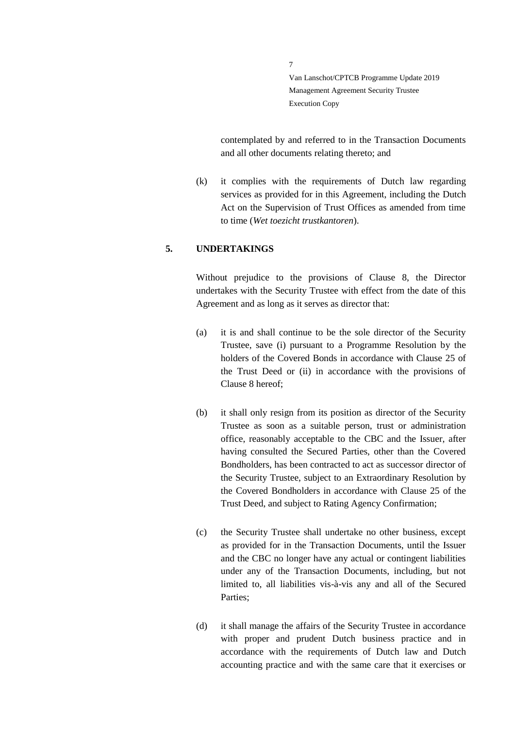contemplated by and referred to in the Transaction Documents and all other documents relating thereto; and

(k) it complies with the requirements of Dutch law regarding services as provided for in this Agreement, including the Dutch Act on the Supervision of Trust Offices as amended from time to time (*Wet toezicht trustkantoren*).

## 5. UNDERTAKINGS

Without prejudice to the provisions of Clause 8, the Director undertakes with the Security Trustee with effect from the date of this Agreement and as long as it serves as director that:

(a) it is and shall continue to be the sole director of the Security Trustee, save (i) pursuant to a Programme Resolution by the holders of the Covered Bonds in accordance with Clause 25 of the Trust Deed or (ii) in accordance with the provisions of Clause 8 hereof;

(b) it shall only resign from its position as director of the Security Trustee as soon as a suitable person, trust or administration office, reasonably acceptable to the CBC and the Issuer, after having consulted the Secured Parties, other than the Covered Bondholders, has been contracted to act as successor director of the Security Trustee, subject to an Extraordinary Resolution by the Covered Bondholders in accordance with Clause 25 of the Trust Deed, and subject to Rating Agency Confirmation;

(c) the Security Trustee shall undertake no other business, except as provided for in the Transaction Documents, until the Issuer and the CBC no longer have any actual or contingent liabilities under any of the Transaction Documents, including, but not limited to, all liabilities vis-à-vis any and all of the Secured Parties;

(d) it shall manage the affairs of the Security Trustee in accordance with proper and prudent Dutch business practice and in accordance with the requirements of Dutch law and Dutch accounting practice and with the same care that it exercises or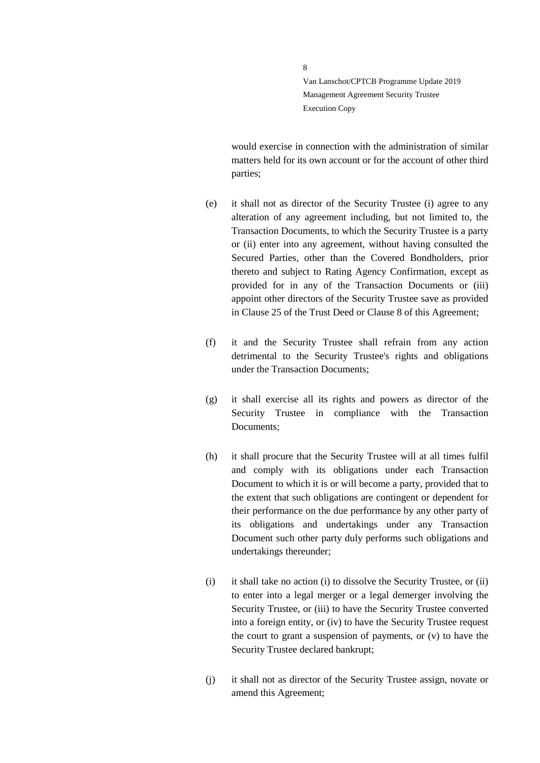would exercise in connection with the administration of similar matters held for its own account or for the account of other third parties;

(e) it shall not as director of the Security Trustee (i) agree to any alteration of any agreement including, but not limited to, the Transaction Documents, to which the Security Trustee is a party or (ii) enter into any agreement, without having consulted the Secured Parties, other than the Covered Bondholders, prior thereto and subject to Rating Agency Confirmation, except as provided for in any of the Transaction Documents or (iii) appoint other directors of the Security Trustee save as provided in Clause 25 of the Trust Deed or Clause 8 of this Agreement;

(f) it and the Security Trustee shall refrain from any action detrimental to the Security Trustee's rights and obligations under the Transaction Documents;

(g) it shall exercise all its rights and powers as director of the Security Trustee in compliance with the Transaction Documents;

(h) it shall procure that the Security Trustee will at all times fulfil and comply with its obligations under each Transaction Document to which it is or will become a party, provided that to the extent that such obligations are contingent or dependent for their performance on the due performance by any other party of its obligations and undertakings under any Transaction Document such other party duly performs such obligations and undertakings thereunder;

(i) it shall take no action (i) to dissolve the Security Trustee, or (ii) to enter into a legal merger or a legal demerger involving the Security Trustee, or (iii) to have the Security Trustee converted into a foreign entity, or (iv) to have the Security Trustee request the court to grant a suspension of payments, or (v) to have the Security Trustee declared bankrupt;

(j) it shall not as director of the Security Trustee assign, novate or amend this Agreement;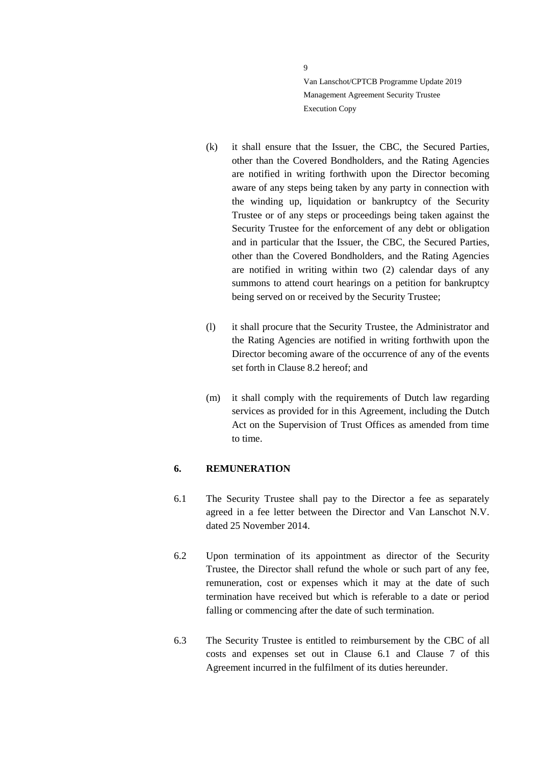(k) it shall ensure that the Issuer, the CBC, the Secured Parties, other than the Covered Bondholders, and the Rating Agencies are notified in writing forthwith upon the Director becoming aware of any steps being taken by any party in connection with the winding up, liquidation or bankruptcy of the Security Trustee or of any steps or proceedings being taken against the Security Trustee for the enforcement of any debt or obligation and in particular that the Issuer, the CBC, the Secured Parties, other than the Covered Bondholders, and the Rating Agencies are notified in writing within two (2) calendar days of any summons to attend court hearings on a petition for bankruptcy being served on or received by the Security Trustee;

(l) it shall procure that the Security Trustee, the Administrator and the Rating Agencies are notified in writing forthwith upon the Director becoming aware of the occurrence of any of the events set forth in Clause 8.2 hereof; and

(m) it shall comply with the requirements of Dutch law regarding services as provided for in this Agreement, including the Dutch Act on the Supervision of Trust Offices as amended from time to time.

## 6. REMUNERATION

6.1 The Security Trustee shall pay to the Director a fee as separately agreed in a fee letter between the Director and Van Lanschot N.V. dated 25 November 2014.

6.2 Upon termination of its appointment as director of the Security Trustee, the Director shall refund the whole or such part of any fee, remuneration, cost or expenses which it may at the date of such termination have received but which is referable to a date or period falling or commencing after the date of such termination.

6.3 The Security Trustee is entitled to reimbursement by the CBC of all costs and expenses set out in Clause 6.1 and Clause 7 of this Agreement incurred in the fulfilment of its duties hereunder.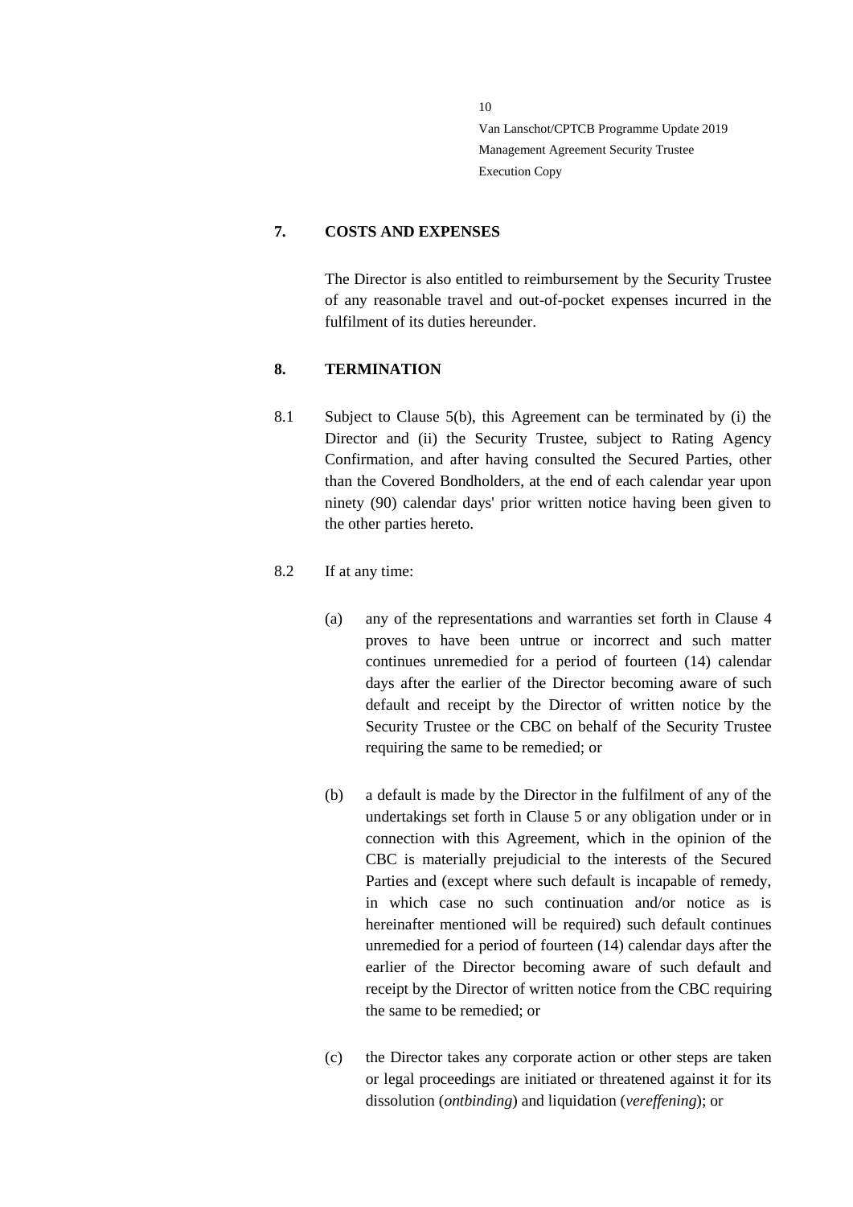## 7. COSTS AND EXPENSES

The Director is also entitled to reimbursement by the Security Trustee of any reasonable travel and out-of-pocket expenses incurred in the fulfilment of its duties hereunder.

## 8. TERMINATION

8.1 Subject to Clause 5(b), this Agreement can be terminated by (i) the Director and (ii) the Security Trustee, subject to Rating Agency Confirmation, and after having consulted the Secured Parties, other than the Covered Bondholders, at the end of each calendar year upon ninety (90) calendar days' prior written notice having been given to the other parties hereto.

8.2 If at any time:

(a) any of the representations and warranties set forth in Clause 4 proves to have been untrue or incorrect and such matter continues unremedied for a period of fourteen (14) calendar days after the earlier of the Director becoming aware of such default and receipt by the Director of written notice by the Security Trustee or the CBC on behalf of the Security Trustee requiring the same to be remedied; or

(b) a default is made by the Director in the fulfilment of any of the undertakings set forth in Clause 5 or any obligation under or in connection with this Agreement, which in the opinion of the CBC is materially prejudicial to the interests of the Secured Parties and (except where such default is incapable of remedy, in which case no such continuation and/or notice as is hereinafter mentioned will be required) such default continues unremedied for a period of fourteen (14) calendar days after the earlier of the Director becoming aware of such default and receipt by the Director of written notice from the CBC requiring the same to be remedied; or

(c) the Director takes any corporate action or other steps are taken or legal proceedings are initiated or threatened against it for its dissolution (*ontbinding*) and liquidation (*vereffening*); or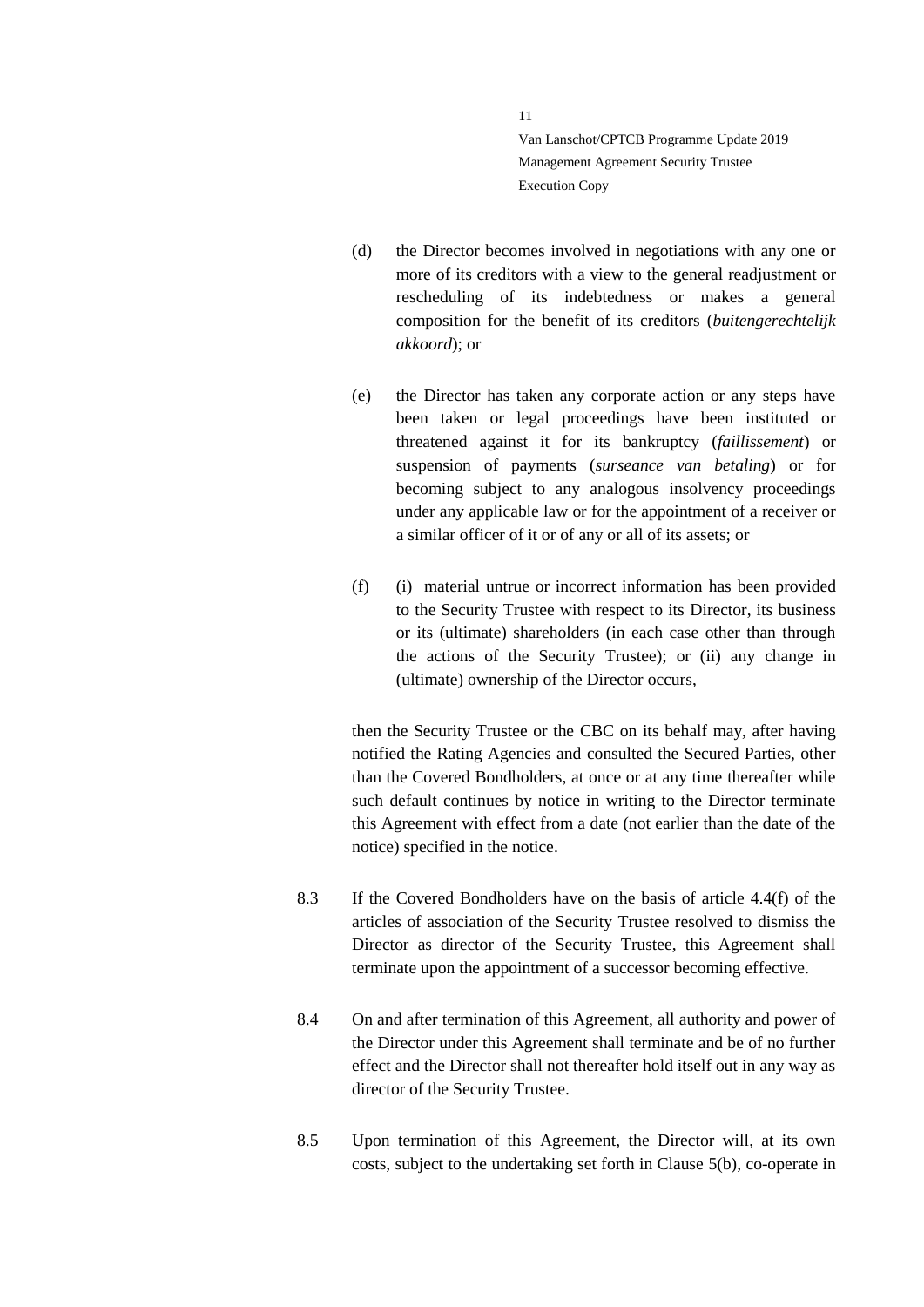(d) the Director becomes involved in negotiations with any one or more of its creditors with a view to the general readjustment or rescheduling of its indebtedness or makes a general composition for the benefit of its creditors (*buitengerechtelijk akkoord*); or

(e) the Director has taken any corporate action or any steps have been taken or legal proceedings have been instituted or threatened against it for its bankruptcy (*faillissement*) or suspension of payments (*surseance van betaling*) or for becoming subject to any analogous insolvency proceedings under any applicable law or for the appointment of a receiver or a similar officer of it or of any or all of its assets; or

(f) (i) material untrue or incorrect information has been provided to the Security Trustee with respect to its Director, its business or its (ultimate) shareholders (in each case other than through the actions of the Security Trustee); or (ii) any change in (ultimate) ownership of the Director occurs,

then the Security Trustee or the CBC on its behalf may, after having notified the Rating Agencies and consulted the Secured Parties, other than the Covered Bondholders, at once or at any time thereafter while such default continues by notice in writing to the Director terminate this Agreement with effect from a date (not earlier than the date of the notice) specified in the notice.

8.3 If the Covered Bondholders have on the basis of article 4.4(f) of the articles of association of the Security Trustee resolved to dismiss the Director as director of the Security Trustee, this Agreement shall terminate upon the appointment of a successor becoming effective.

8.4 On and after termination of this Agreement, all authority and power of the Director under this Agreement shall terminate and be of no further effect and the Director shall not thereafter hold itself out in any way as director of the Security Trustee.

8.5 Upon termination of this Agreement, the Director will, at its own costs, subject to the undertaking set forth in Clause 5(b), co-operate in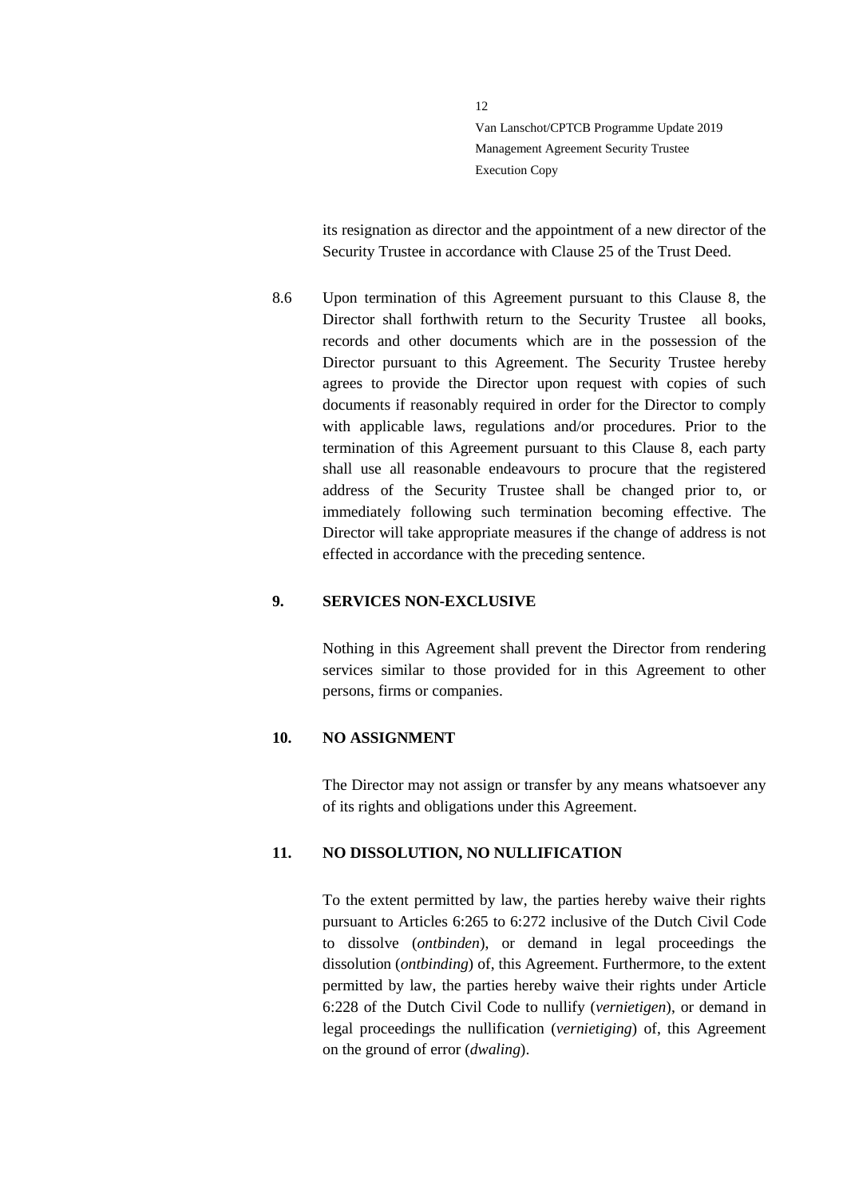its resignation as director and the appointment of a new director of the Security Trustee in accordance with Clause 25 of the Trust Deed.

8.6 Upon termination of this Agreement pursuant to this Clause 8, the Director shall forthwith return to the Security Trustee all books, records and other documents which are in the possession of the Director pursuant to this Agreement. The Security Trustee hereby agrees to provide the Director upon request with copies of such documents if reasonably required in order for the Director to comply with applicable laws, regulations and/or procedures. Prior to the termination of this Agreement pursuant to this Clause 8, each party shall use all reasonable endeavours to procure that the registered address of the Security Trustee shall be changed prior to, or immediately following such termination becoming effective. The Director will take appropriate measures if the change of address is not effected in accordance with the preceding sentence.

## 9. SERVICES NON-EXCLUSIVE

Nothing in this Agreement shall prevent the Director from rendering services similar to those provided for in this Agreement to other persons, firms or companies.

## 10. NO ASSIGNMENT

The Director may not assign or transfer by any means whatsoever any of its rights and obligations under this Agreement.

## 11. NO DISSOLUTION, NO NULLIFICATION

To the extent permitted by law, the parties hereby waive their rights pursuant to Articles 6:265 to 6:272 inclusive of the Dutch Civil Code to dissolve (*ontbinden*), or demand in legal proceedings the dissolution (*ontbinding*) of, this Agreement. Furthermore, to the extent permitted by law, the parties hereby waive their rights under Article 6:228 of the Dutch Civil Code to nullify (*vernietigen*), or demand in legal proceedings the nullification (*vernietiging*) of, this Agreement on the ground of error (*dwaling*).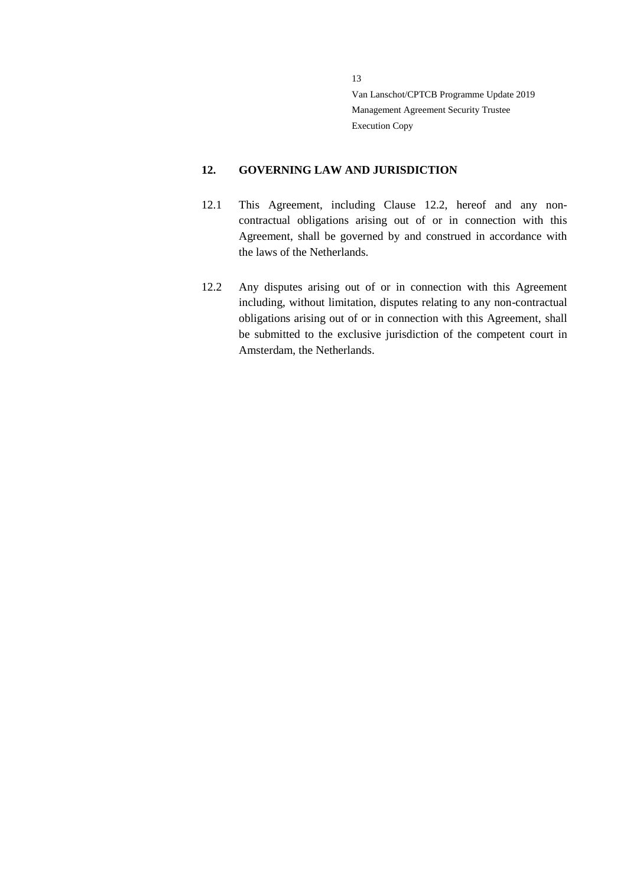## 12. GOVERNING LAW AND JURISDICTION

12.1 This Agreement, including Clause 12.2, hereof and any non-contractual obligations arising out of or in connection with this Agreement, shall be governed by and construed in accordance with the laws of the Netherlands.

12.2 Any disputes arising out of or in connection with this Agreement including, without limitation, disputes relating to any non-contractual obligations arising out of or in connection with this Agreement, shall be submitted to the exclusive jurisdiction of the competent court in Amsterdam, the Netherlands.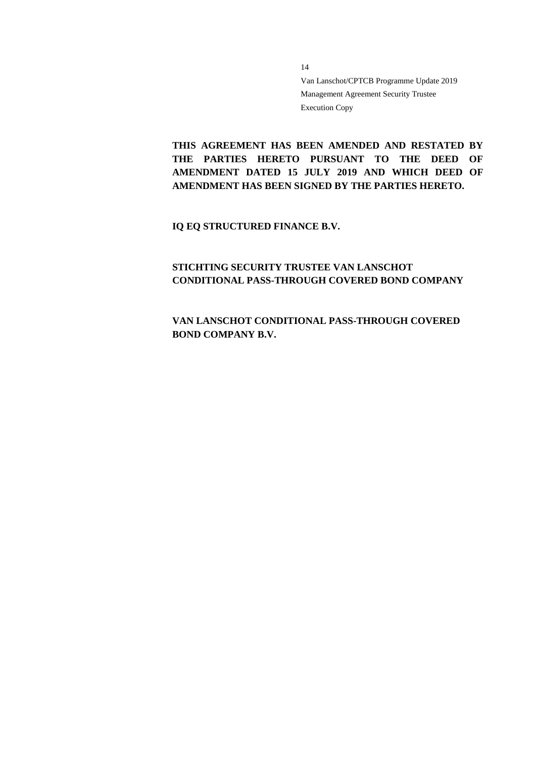**THIS AGREEMENT HAS BEEN AMENDED AND RESTATED BY THE PARTIES HERETO PURSUANT TO THE DEED OF AMENDMENT DATED 15 JULY 2019 AND WHICH DEED OF AMENDMENT HAS BEEN SIGNED BY THE PARTIES HERETO.**

**IQ EQ STRUCTURED FINANCE B.V.**

**STICHTING SECURITY TRUSTEE VAN LANSCHOT CONDITIONAL PASS-THROUGH COVERED BOND COMPANY**

**VAN LANSCHOT CONDITIONAL PASS-THROUGH COVERED BOND COMPANY B.V.**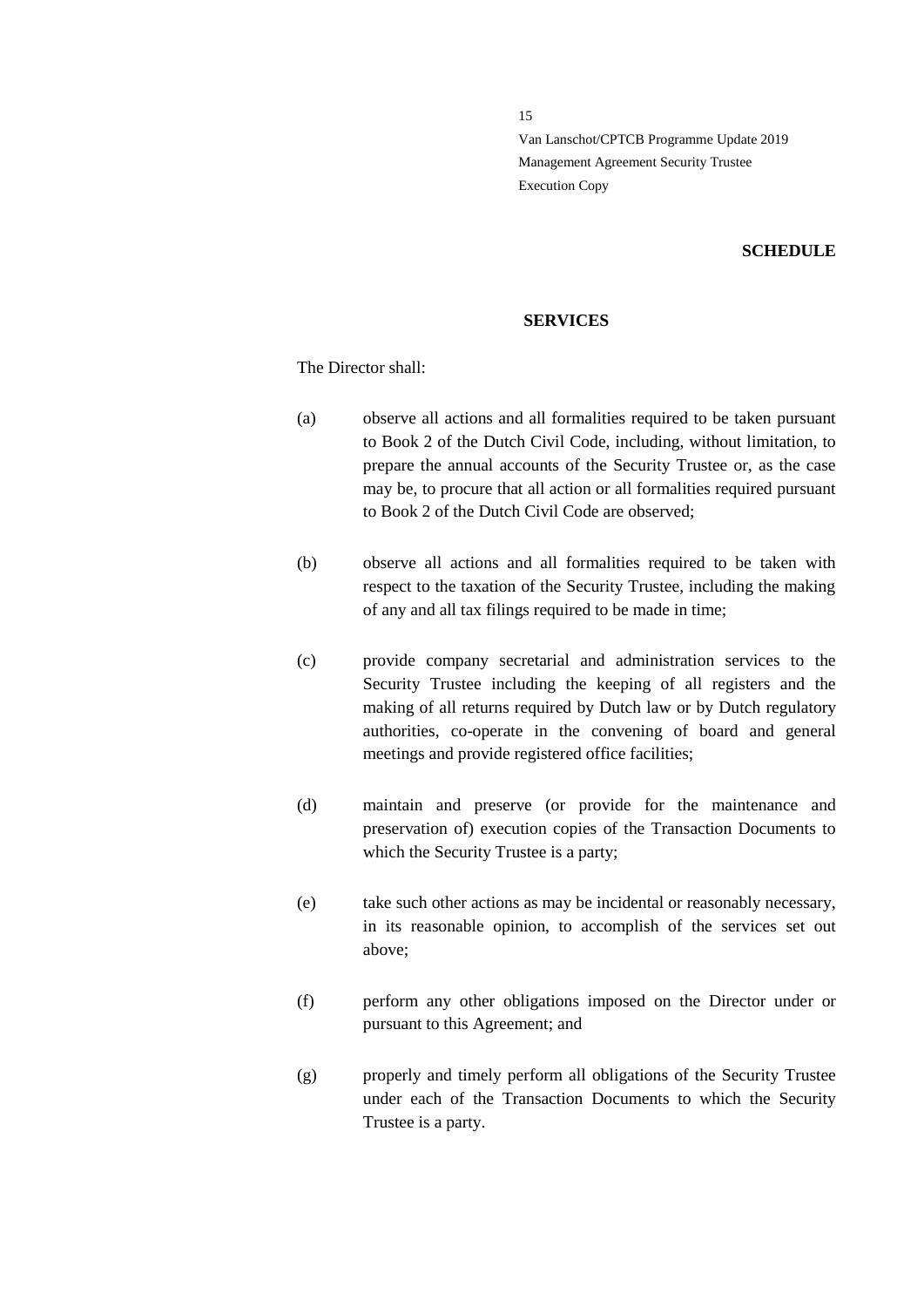**SCHEDULE**

**SERVICES**

The Director shall:

(a) observe all actions and all formalities required to be taken pursuant to Book 2 of the Dutch Civil Code, including, without limitation, to prepare the annual accounts of the Security Trustee or, as the case may be, to procure that all action or all formalities required pursuant to Book 2 of the Dutch Civil Code are observed;

(b) observe all actions and all formalities required to be taken with respect to the taxation of the Security Trustee, including the making of any and all tax filings required to be made in time;

(c) provide company secretarial and administration services to the Security Trustee including the keeping of all registers and the making of all returns required by Dutch law or by Dutch regulatory authorities, co-operate in the convening of board and general meetings and provide registered office facilities;

(d) maintain and preserve (or provide for the maintenance and preservation of) execution copies of the Transaction Documents to which the Security Trustee is a party;

(e) take such other actions as may be incidental or reasonably necessary, in its reasonable opinion, to accomplish of the services set out above;

(f) perform any other obligations imposed on the Director under or pursuant to this Agreement; and

(g) properly and timely perform all obligations of the Security Trustee under each of the Transaction Documents to which the Security Trustee is a party.